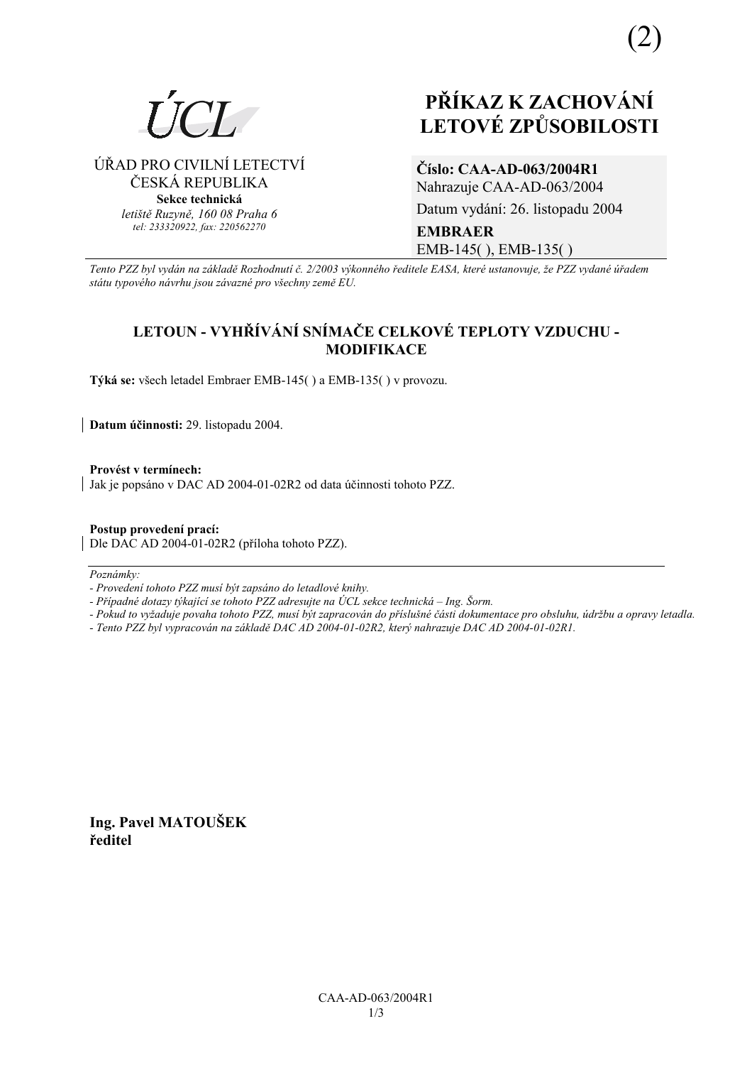(2)

ÚCL

ÚŘAD PRO CIVILNÍ LETECTVÍ
ČESKÁ REPUBLIKA
**Sekce technická**
*letiště Ruzyně, 160 08 Praha 6*
*tel: 233320922, fax: 220562270*

# PŘÍKAZ K ZACHOVÁNÍ LETOVÉ ZPŮSOBILOSTI

**Číslo: CAA-AD-063/2004R1**
Nahrazuje CAA-AD-063/2004
Datum vydání: 26. listopadu 2004
**EMBRAER**
EMB-145( ), EMB-135( )

*Tento PZZ byl vydán na základě Rozhodnutí č. 2/2003 výkonného ředitele EASA, které ustanovuje, že PZZ vydané úřadem státu typového návrhu jsou závazné pro všechny země EU.*

## LETOUN - VYHŘÍVÁNÍ SNÍMAČE CELKOVÉ TEPLOTY VZDUCHU - MODIFIKACE

**Týká se:** všech letadel Embraer EMB-145( ) a EMB-135( ) v provozu.

**Datum účinnosti:** 29. listopadu 2004.

**Provést v termínech:**
Jak je popsáno v DAC AD 2004-01-02R2 od data účinnosti tohoto PZZ.

**Postup provedení prací:**
Dle DAC AD 2004-01-02R2 (příloha tohoto PZZ).

*Poznámky:*
*- Provedení tohoto PZZ musí být zapsáno do letadlové knihy.*
*- Případné dotazy týkající se tohoto PZZ adresujte na ÚCL sekce technická – Ing. Šorm.*
*- Pokud to vyžaduje povaha tohoto PZZ, musí být zapracován do příslušné části dokumentace pro obsluhu, údržbu a opravy letadla.*
*- Tento PZZ byl vypracován na základě DAC AD 2004-01-02R2, který nahrazuje DAC AD 2004-01-02R1.*

**Ing. Pavel MATOUŠEK**
**ředitel**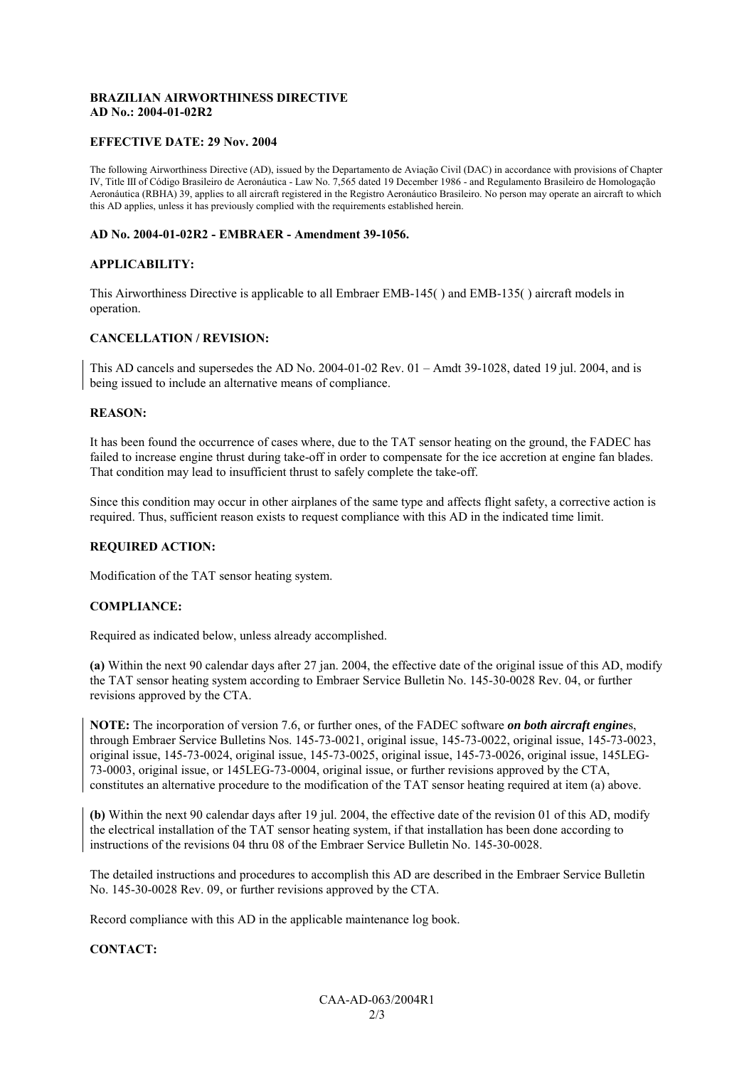**BRAZILIAN AIRWORTHINESS DIRECTIVE**
**AD No.: 2004-01-02R2**

**EFFECTIVE DATE: 29 Nov. 2004**

The following Airworthiness Directive (AD), issued by the Departamento de Aviação Civil (DAC) in accordance with provisions of Chapter IV, Title III of Código Brasileiro de Aeronáutica - Law No. 7,565 dated 19 December 1986 - and Regulamento Brasileiro de Homologação Aeronáutica (RBHA) 39, applies to all aircraft registered in the Registro Aeronáutico Brasileiro. No person may operate an aircraft to which this AD applies, unless it has previously complied with the requirements established herein.

**AD No. 2004-01-02R2 - EMBRAER - Amendment 39-1056.**

**APPLICABILITY:**

This Airworthiness Directive is applicable to all Embraer EMB-145( ) and EMB-135( ) aircraft models in operation.

**CANCELLATION / REVISION:**

This AD cancels and supersedes the AD No. 2004-01-02 Rev. 01 – Amdt 39-1028, dated 19 jul. 2004, and is being issued to include an alternative means of compliance.

**REASON:**

It has been found the occurrence of cases where, due to the TAT sensor heating on the ground, the FADEC has failed to increase engine thrust during take-off in order to compensate for the ice accretion at engine fan blades. That condition may lead to insufficient thrust to safely complete the take-off.

Since this condition may occur in other airplanes of the same type and affects flight safety, a corrective action is required. Thus, sufficient reason exists to request compliance with this AD in the indicated time limit.

**REQUIRED ACTION:**

Modification of the TAT sensor heating system.

**COMPLIANCE:**

Required as indicated below, unless already accomplished.

**(a)** Within the next 90 calendar days after 27 jan. 2004, the effective date of the original issue of this AD, modify the TAT sensor heating system according to Embraer Service Bulletin No. 145-30-0028 Rev. 04, or further revisions approved by the CTA.

**NOTE:** The incorporation of version 7.6, or further ones, of the FADEC software ***on both aircraft engine***s, through Embraer Service Bulletins Nos. 145-73-0021, original issue, 145-73-0022, original issue, 145-73-0023, original issue, 145-73-0024, original issue, 145-73-0025, original issue, 145-73-0026, original issue, 145LEG-73-0003, original issue, or 145LEG-73-0004, original issue, or further revisions approved by the CTA, constitutes an alternative procedure to the modification of the TAT sensor heating required at item (a) above.

**(b)** Within the next 90 calendar days after 19 jul. 2004, the effective date of the revision 01 of this AD, modify the electrical installation of the TAT sensor heating system, if that installation has been done according to instructions of the revisions 04 thru 08 of the Embraer Service Bulletin No. 145-30-0028.

The detailed instructions and procedures to accomplish this AD are described in the Embraer Service Bulletin No. 145-30-0028 Rev. 09, or further revisions approved by the CTA.

Record compliance with this AD in the applicable maintenance log book.

**CONTACT:**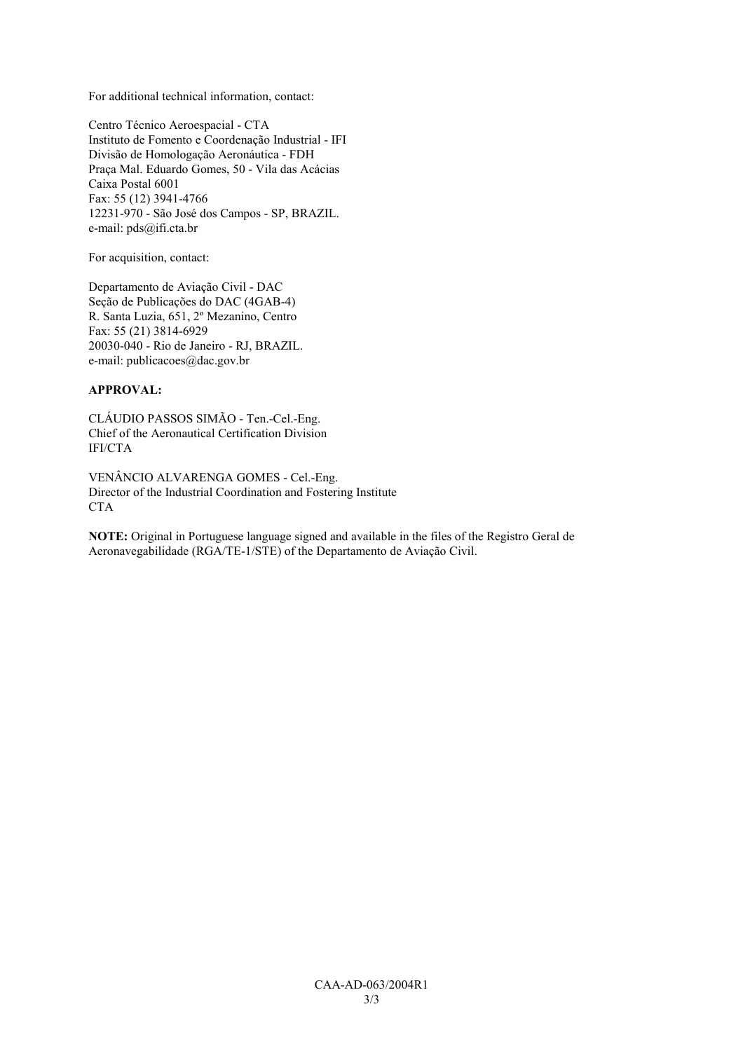For additional technical information, contact:

Centro Técnico Aeroespacial - CTA
Instituto de Fomento e Coordenação Industrial - IFI
Divisão de Homologação Aeronáutica - FDH
Praça Mal. Eduardo Gomes, 50 - Vila das Acácias
Caixa Postal 6001
Fax: 55 (12) 3941-4766
12231-970 - São José dos Campos - SP, BRAZIL.
e-mail: pds@ifi.cta.br

For acquisition, contact:

Departamento de Aviação Civil - DAC
Seção de Publicações do DAC (4GAB-4)
R. Santa Luzia, 651, 2º Mezanino, Centro
Fax: 55 (21) 3814-6929
20030-040 - Rio de Janeiro - RJ, BRAZIL.
e-mail: publicacoes@dac.gov.br

**APPROVAL:**

CLÁUDIO PASSOS SIMÃO - Ten.-Cel.-Eng.
Chief of the Aeronautical Certification Division
IFI/CTA

VENÂNCIO ALVARENGA GOMES - Cel.-Eng.
Director of the Industrial Coordination and Fostering Institute
CTA

**NOTE:** Original in Portuguese language signed and available in the files of the Registro Geral de Aeronavegabilidade (RGA/TE-1/STE) of the Departamento de Aviação Civil.

CAA-AD-063/2004R1